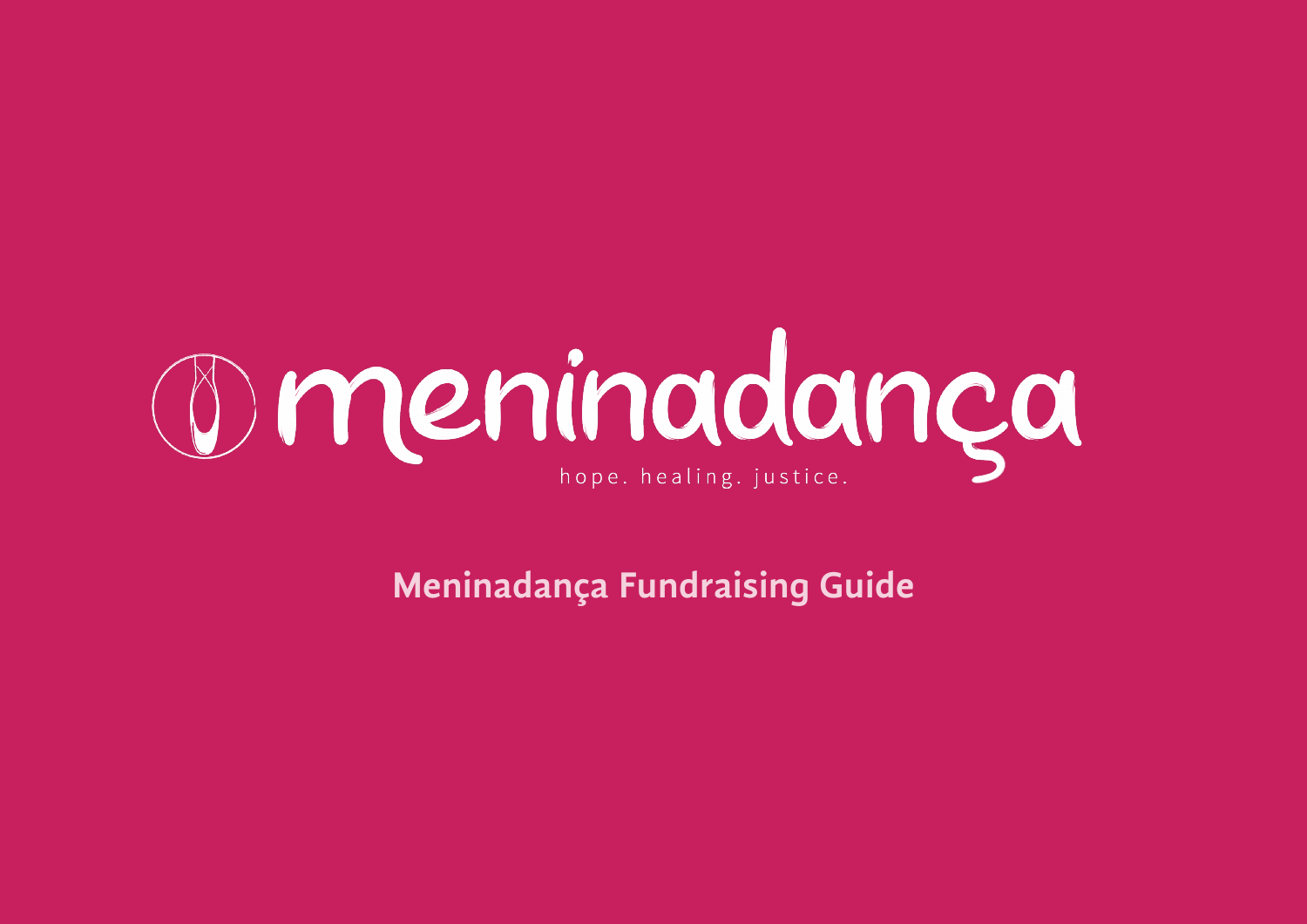# meninadança

hope. healing. justice.

## Meninadança Fundraising Guide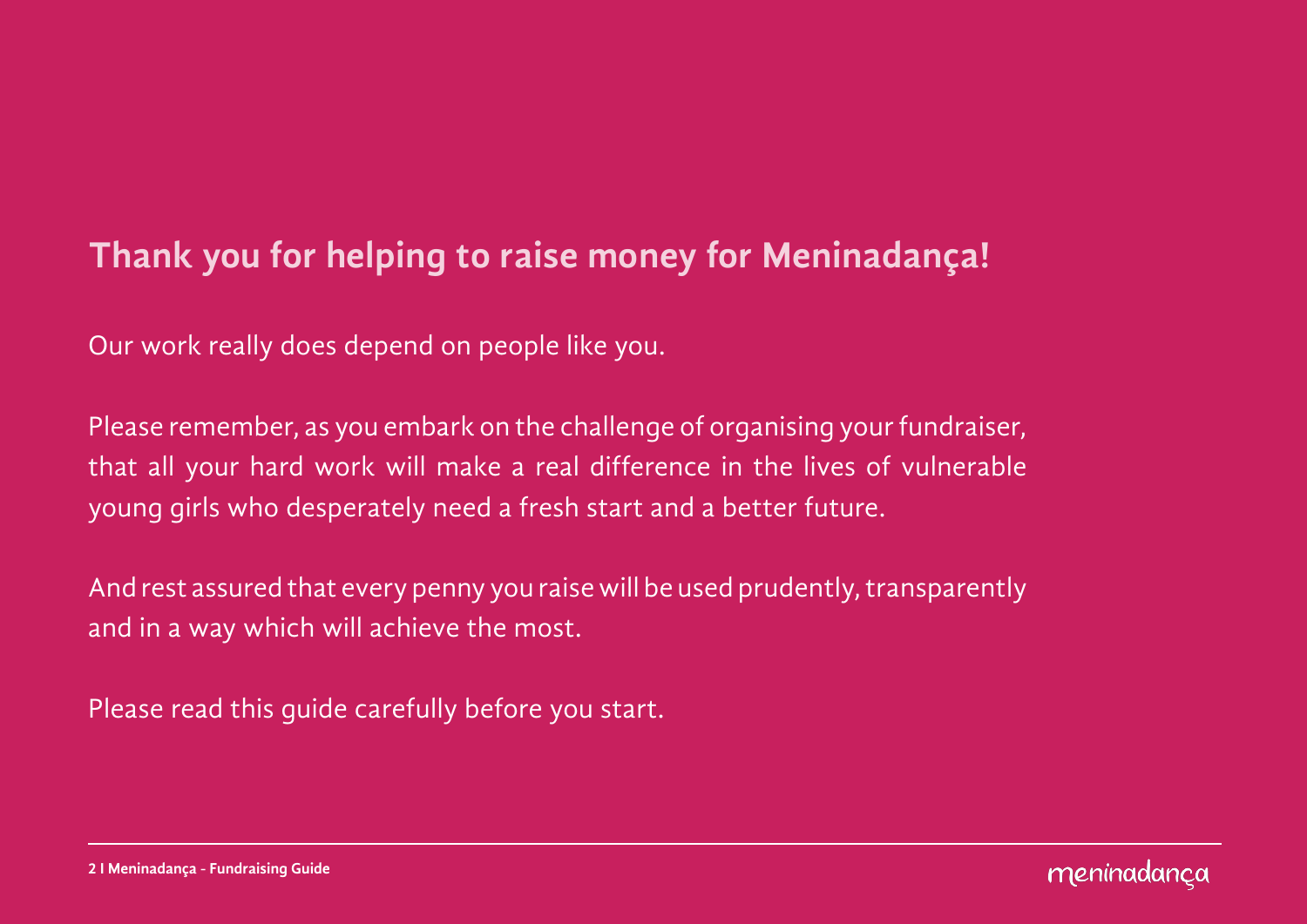## Thank you for helping to raise money for Meninadança!

Our work really does depend on people like you.

Please remember, as you embark on the challenge of organising your fundraiser, that all your hard work will make a real difference in the lives of vulnerable young girls who desperately need a fresh start and a better future.

And rest assured that every penny you raise will be used prudently, transparently and in a way which will achieve the most.

Please read this guide carefully before you start.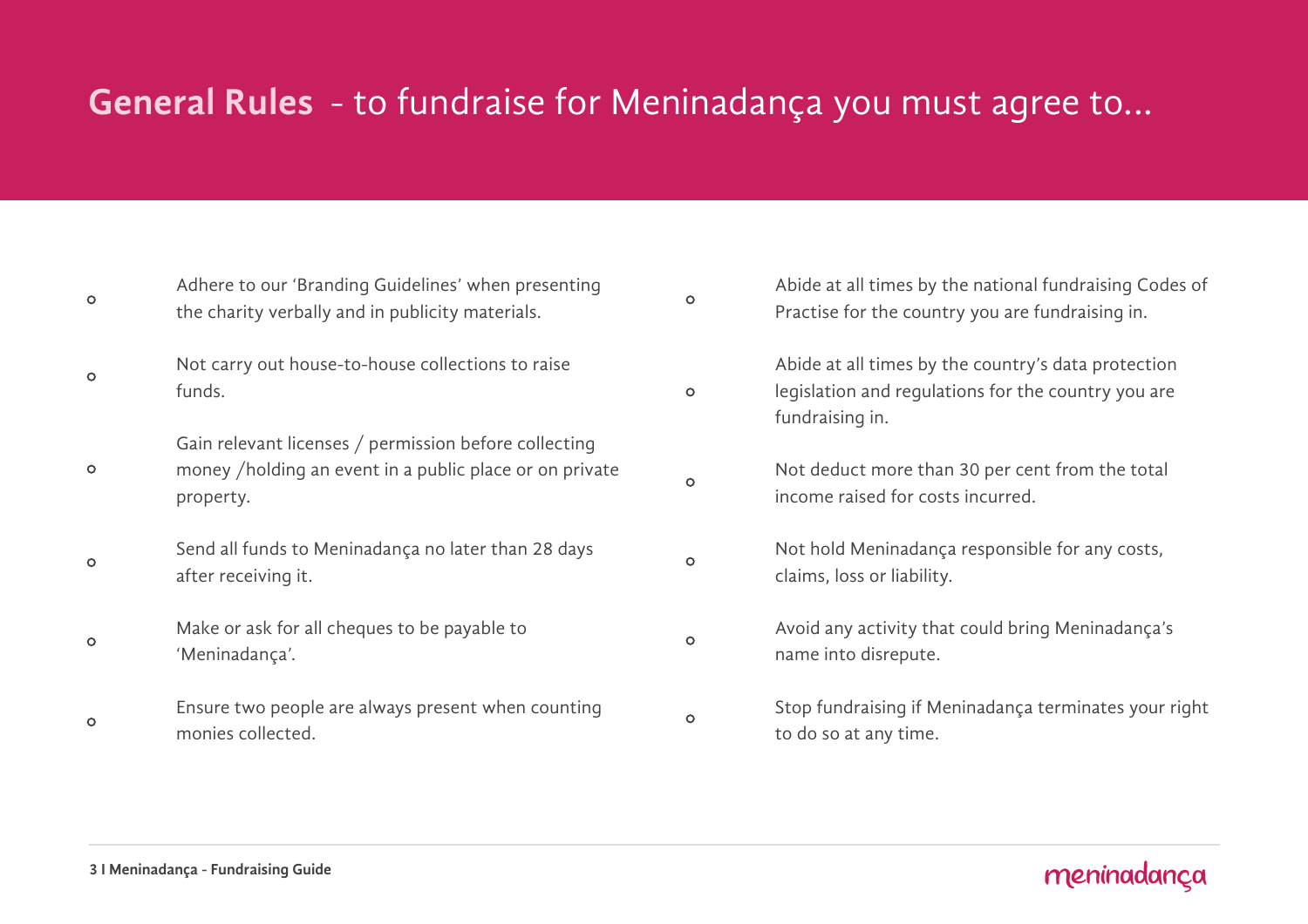# **General Rules** - to fundraise for Meninadança you must agree to...

- Adhere to our 'Branding Guidelines' when presenting the charity verbally and in publicity materials.
- Not carry out house-to-house collections to raise funds.
- Gain relevant licenses / permission before collecting money /holding an event in a public place or on private property.
- Send all funds to Meninadança no later than 28 days after receiving it.
- Make or ask for all cheques to be payable to 'Meninadança'.
- Ensure two people are always present when counting monies collected.
- Abide at all times by the national fundraising Codes of Practise for the country you are fundraising in.
- Abide at all times by the country's data protection legislation and regulations for the country you are fundraising in.
- Not deduct more than 30 per cent from the total income raised for costs incurred.
- Not hold Meninadança responsible for any costs, claims, loss or liability.
- Avoid any activity that could bring Meninadança's name into disrepute.
- Stop fundraising if Meninadança terminates your right to do so at any time.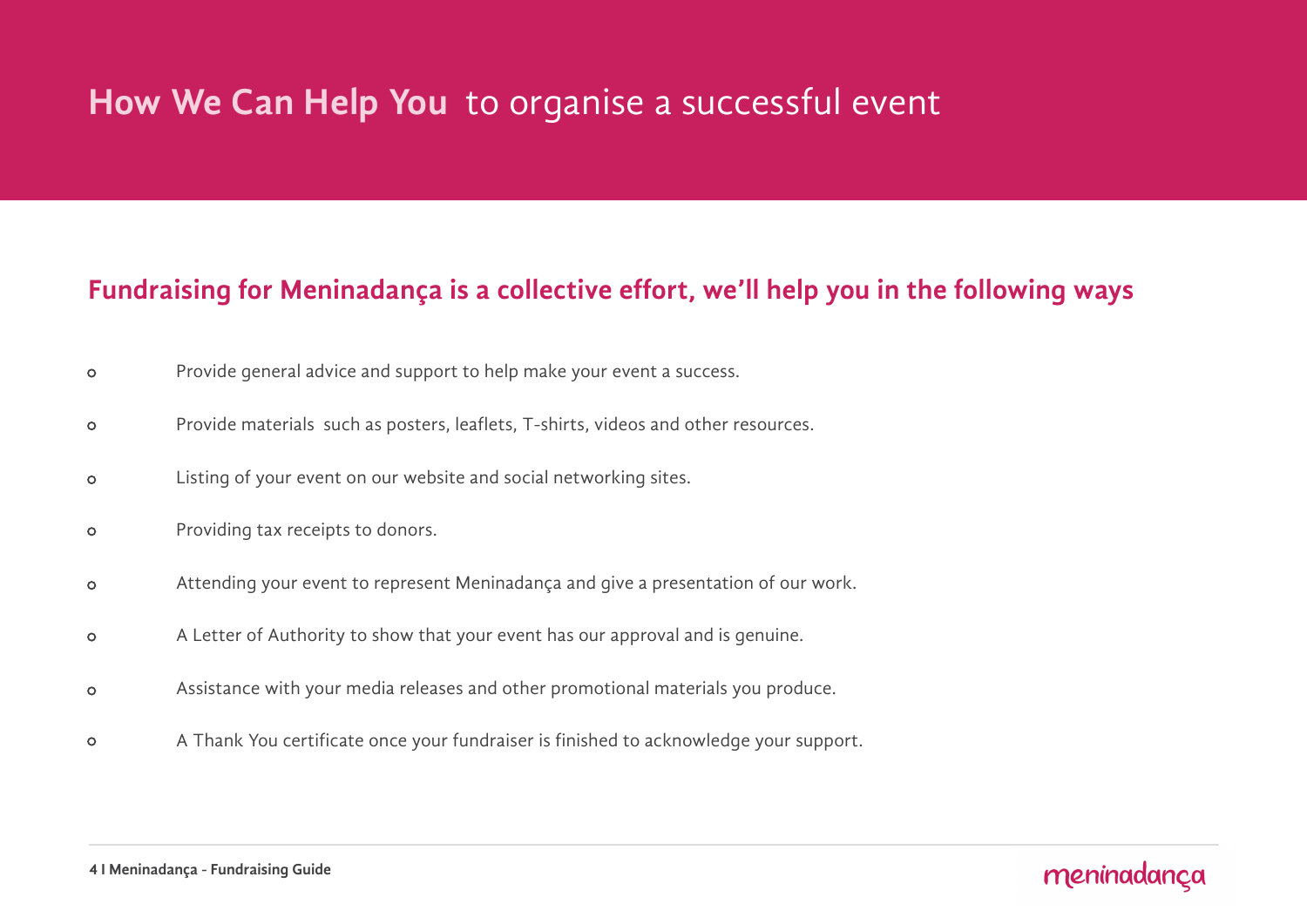# **How We Can Help You** to organise a successful event

## Fundraising for Meninadança is a collective effort, we'll help you in the following ways

- Provide general advice and support to help make your event a success.
- Provide materials such as posters, leaflets, T-shirts, videos and other resources.
- Listing of your event on our website and social networking sites.
- Providing tax receipts to donors.
- Attending your event to represent Meninadança and give a presentation of our work.
- A Letter of Authority to show that your event has our approval and is genuine.
- Assistance with your media releases and other promotional materials you produce.
- A Thank You certificate once your fundraiser is finished to acknowledge your support.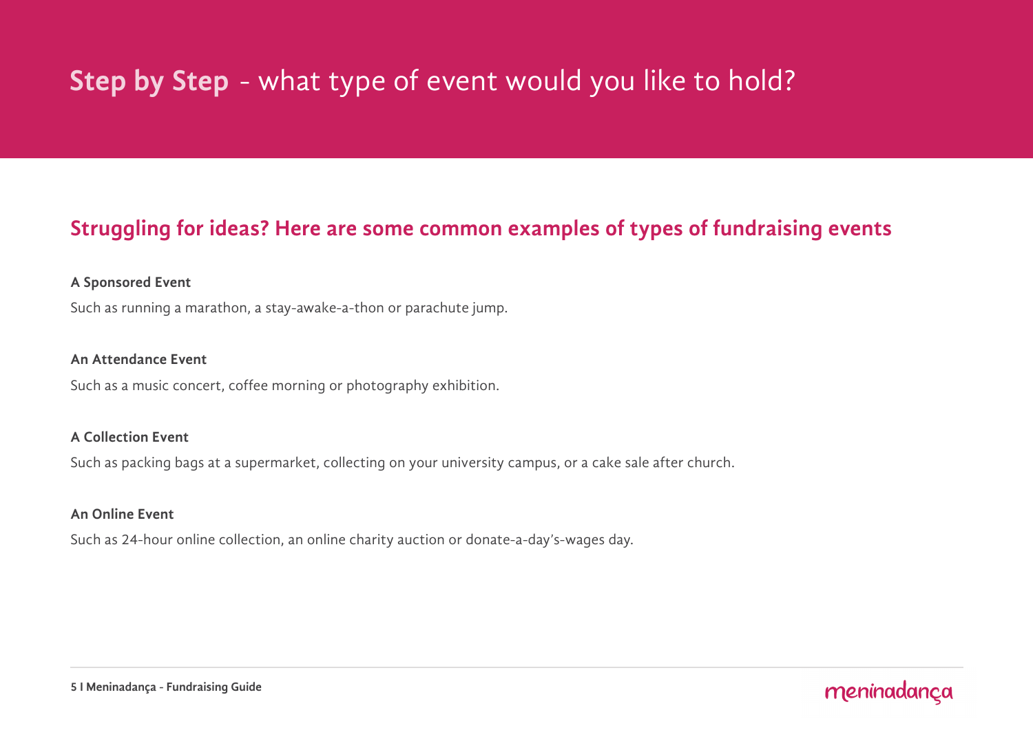# **Step by Step** - what type of event would you like to hold?

## Struggling for ideas? Here are some common examples of types of fundraising events

**A Sponsored Event**

Such as running a marathon, a stay-awake-a-thon or parachute jump.

**An Attendance Event**

Such as a music concert, coffee morning or photography exhibition.

**A Collection Event**

Such as packing bags at a supermarket, collecting on your university campus, or a cake sale after church.

**An Online Event**

Such as 24-hour online collection, an online charity auction or donate-a-day's-wages day.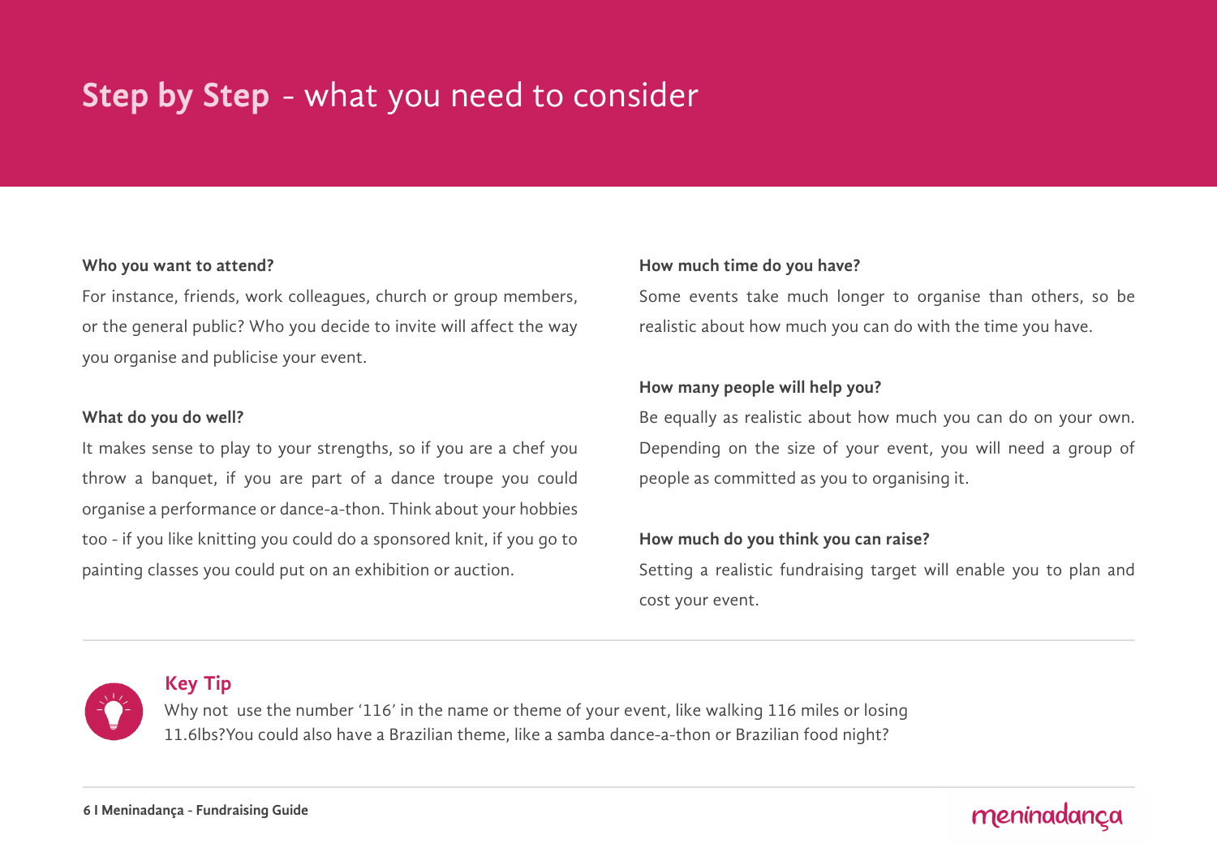# **Step by Step** - what you need to consider

**Who you want to attend?**

For instance, friends, work colleagues, church or group members, or the general public? Who you decide to invite will affect the way you organise and publicise your event.

**What do you do well?**

It makes sense to play to your strengths, so if you are a chef you throw a banquet, if you are part of a dance troupe you could organise a performance or dance-a-thon. Think about your hobbies too - if you like knitting you could do a sponsored knit, if you go to painting classes you could put on an exhibition or auction.

**How much time do you have?**

Some events take much longer to organise than others, so be realistic about how much you can do with the time you have.

**How many people will help you?**

Be equally as realistic about how much you can do on your own. Depending on the size of your event, you will need a group of people as committed as you to organising it.

**How much do you think you can raise?**

Setting a realistic fundraising target will enable you to plan and cost your event.

---

## Key Tip

Why not  use the number '116' in the name or theme of your event, like walking 116 miles or losing 11.6lbs?You could also have a Brazilian theme, like a samba dance-a-thon or Brazilian food night?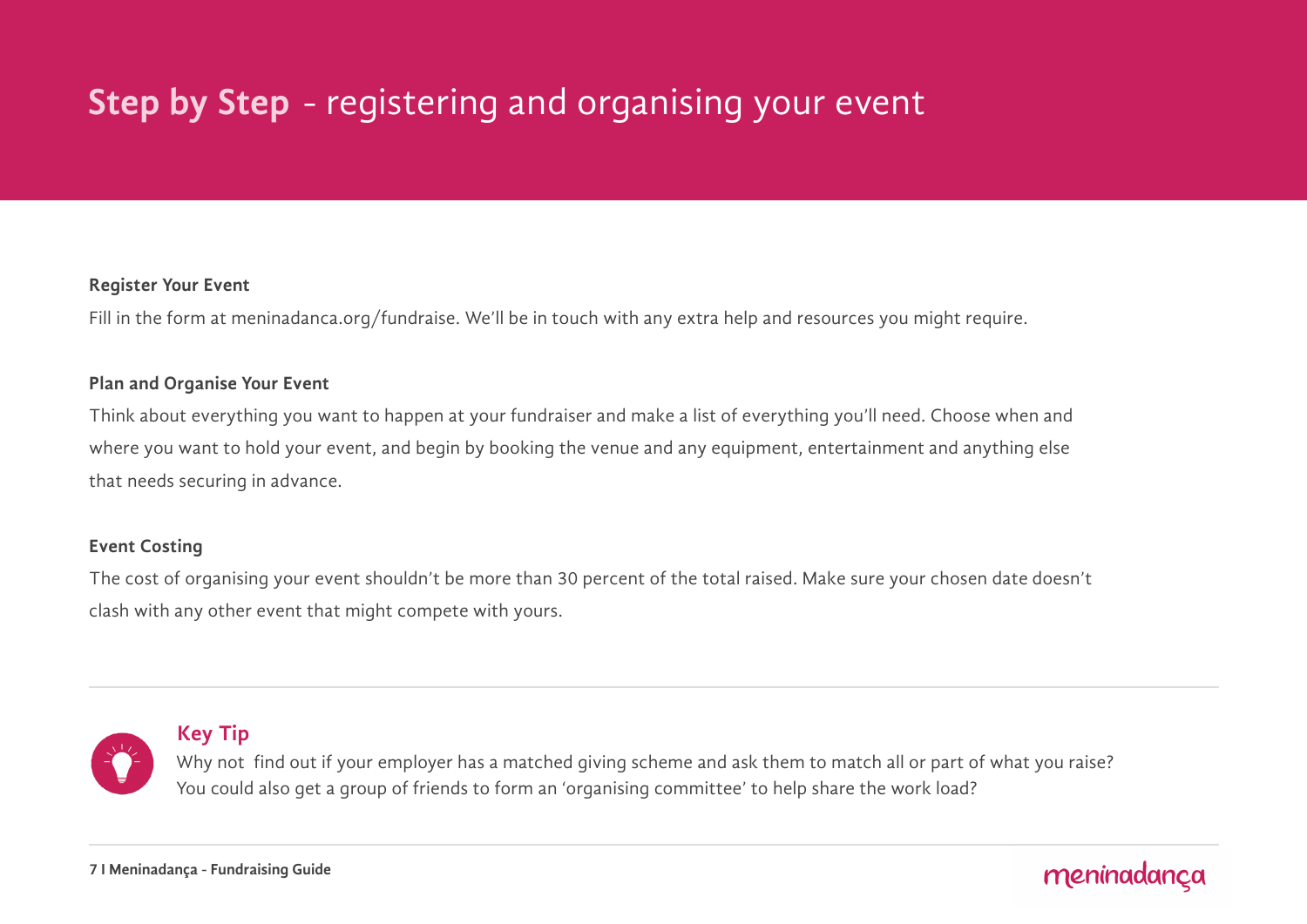# Step by Step - registering and organising your event

### Register Your Event

Fill in the form at meninadanca.org/fundraise. We'll be in touch with any extra help and resources you might require.

### Plan and Organise Your Event

Think about everything you want to happen at your fundraiser and make a list of everything you'll need. Choose when and where you want to hold your event, and begin by booking the venue and any equipment, entertainment and anything else that needs securing in advance.

### Event Costing

The cost of organising your event shouldn't be more than 30 percent of the total raised. Make sure your chosen date doesn't clash with any other event that might compete with yours.

---

### Key Tip

Why not  find out if your employer has a matched giving scheme and ask them to match all or part of what you raise? You could also get a group of friends to form an 'organising committee' to help share the work load?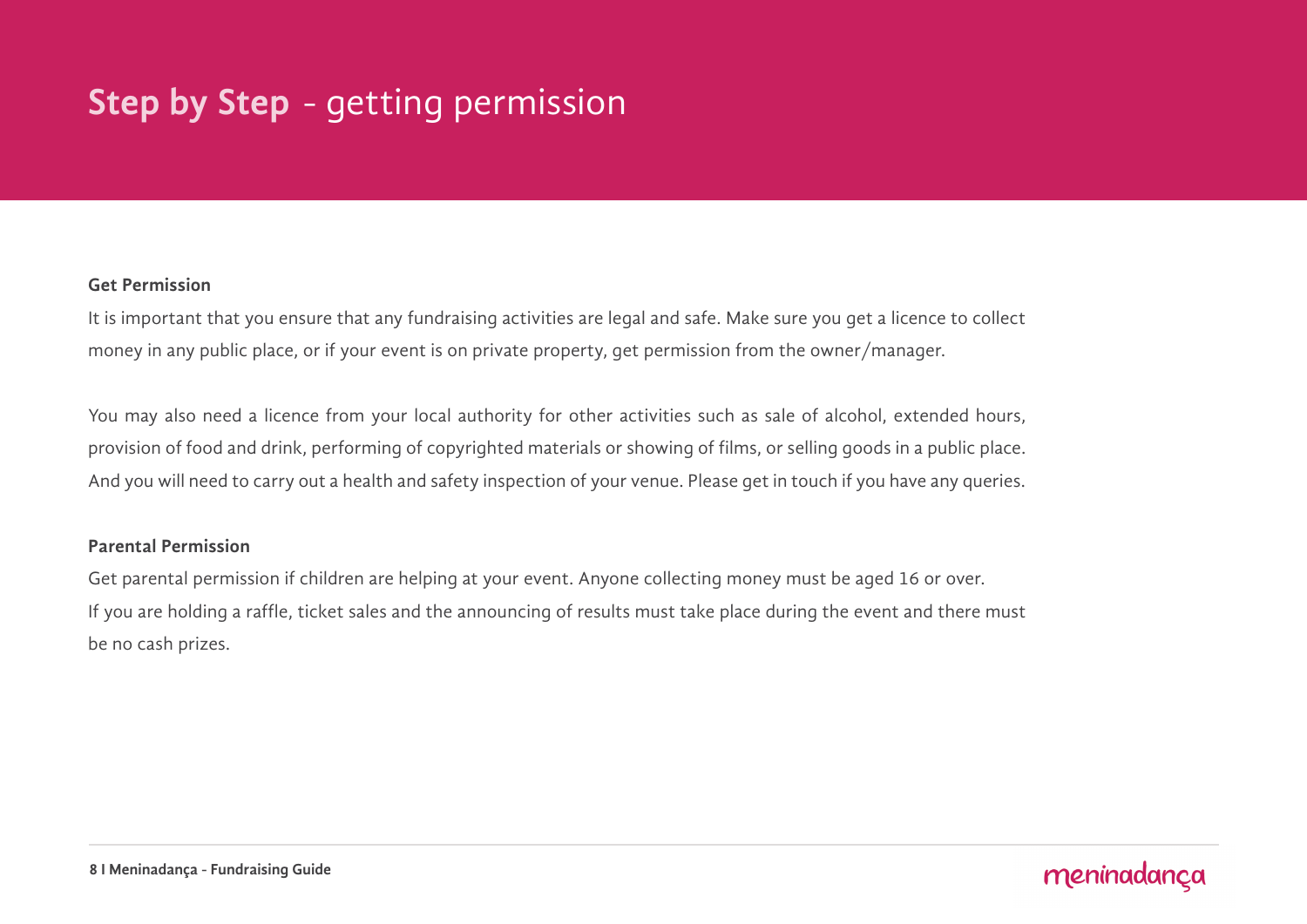# **Step by Step** - getting permission

### Get Permission

It is important that you ensure that any fundraising activities are legal and safe. Make sure you get a licence to collect money in any public place, or if your event is on private property, get permission from the owner/manager.

You may also need a licence from your local authority for other activities such as sale of alcohol, extended hours, provision of food and drink, performing of copyrighted materials or showing of films, or selling goods in a public place. And you will need to carry out a health and safety inspection of your venue. Please get in touch if you have any queries.

### Parental Permission

Get parental permission if children are helping at your event. Anyone collecting money must be aged 16 or over. If you are holding a raffle, ticket sales and the announcing of results must take place during the event and there must be no cash prizes.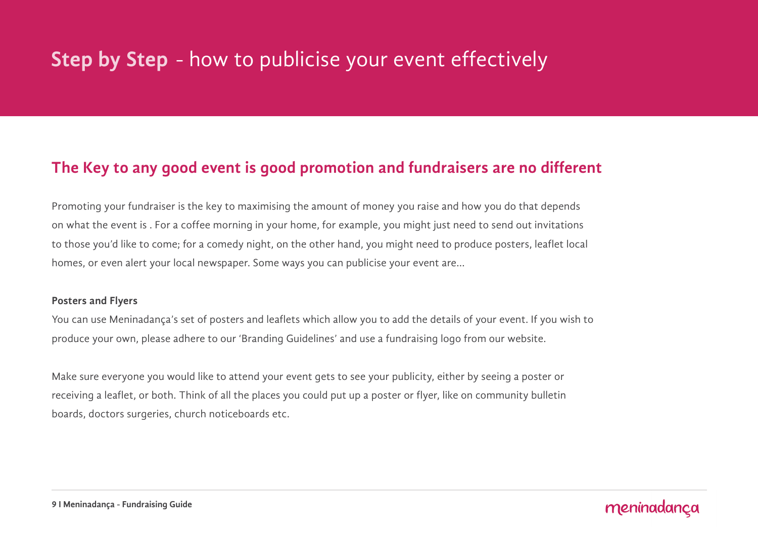# **Step by Step** - how to publicise your event effectively

## The Key to any good event is good promotion and fundraisers are no different

Promoting your fundraiser is the key to maximising the amount of money you raise and how you do that depends on what the event is . For a coffee morning in your home, for example, you might just need to send out invitations to those you'd like to come; for a comedy night, on the other hand, you might need to produce posters, leaflet local homes, or even alert your local newspaper. Some ways you can publicise your event are...

**Posters and Flyers**

You can use Meninadança's set of posters and leaflets which allow you to add the details of your event. If you wish to produce your own, please adhere to our 'Branding Guidelines' and use a fundraising logo from our website.

Make sure everyone you would like to attend your event gets to see your publicity, either by seeing a poster or receiving a leaflet, or both. Think of all the places you could put up a poster or flyer, like on community bulletin boards, doctors surgeries, church noticeboards etc.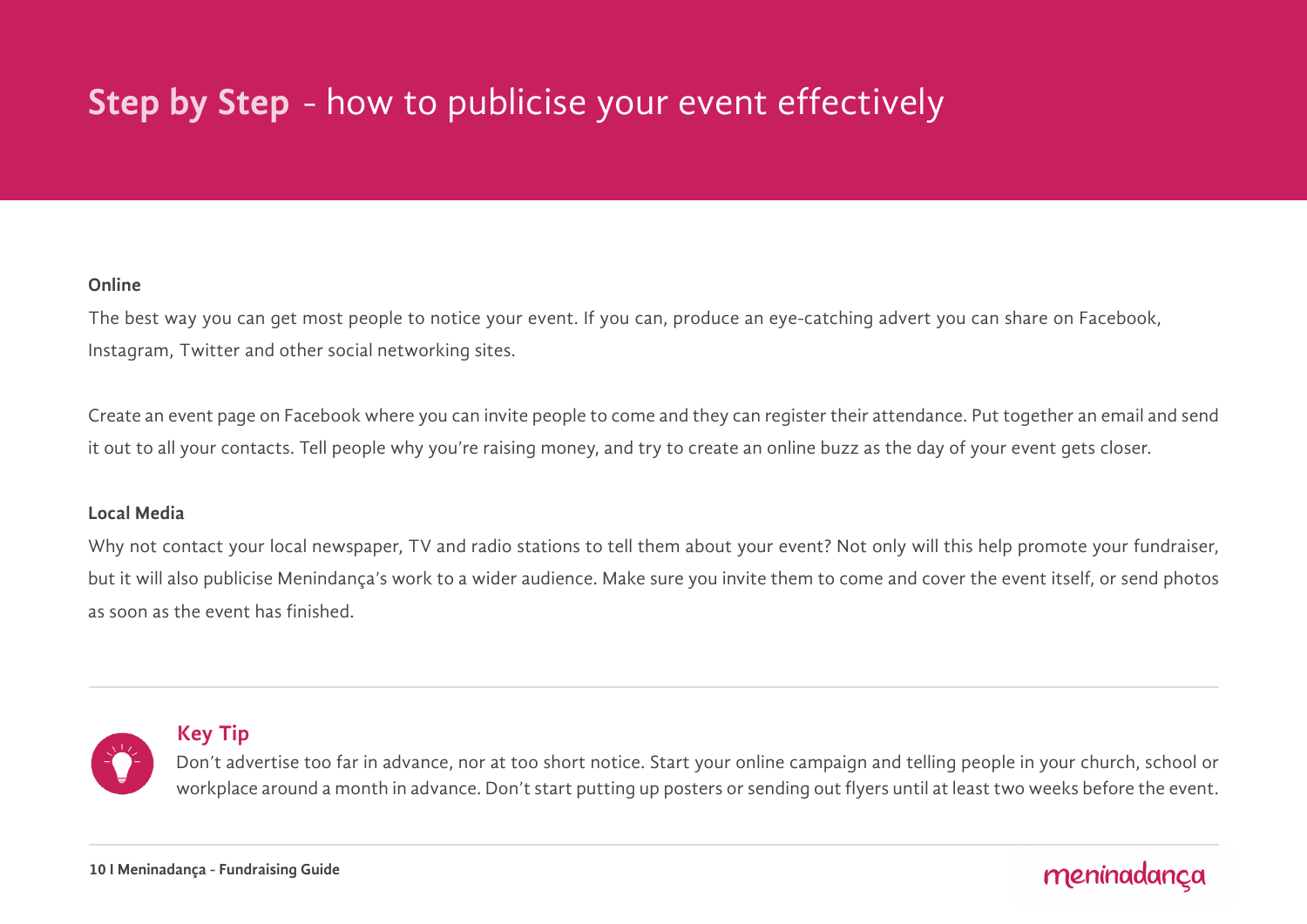# **Step by Step** - how to publicise your event effectively

**Online**

The best way you can get most people to notice your event. If you can, produce an eye-catching advert you can share on Facebook, Instagram, Twitter and other social networking sites.

Create an event page on Facebook where you can invite people to come and they can register their attendance. Put together an email and send it out to all your contacts. Tell people why you're raising money, and try to create an online buzz as the day of your event gets closer.

**Local Media**

Why not contact your local newspaper, TV and radio stations to tell them about your event? Not only will this help promote your fundraiser, but it will also publicise Menindança's work to a wider audience. Make sure you invite them to come and cover the event itself, or send photos as soon as the event has finished.

---

### Key Tip

Don't advertise too far in advance, nor at too short notice. Start your online campaign and telling people in your church, school or workplace around a month in advance. Don't start putting up posters or sending out flyers until at least two weeks before the event.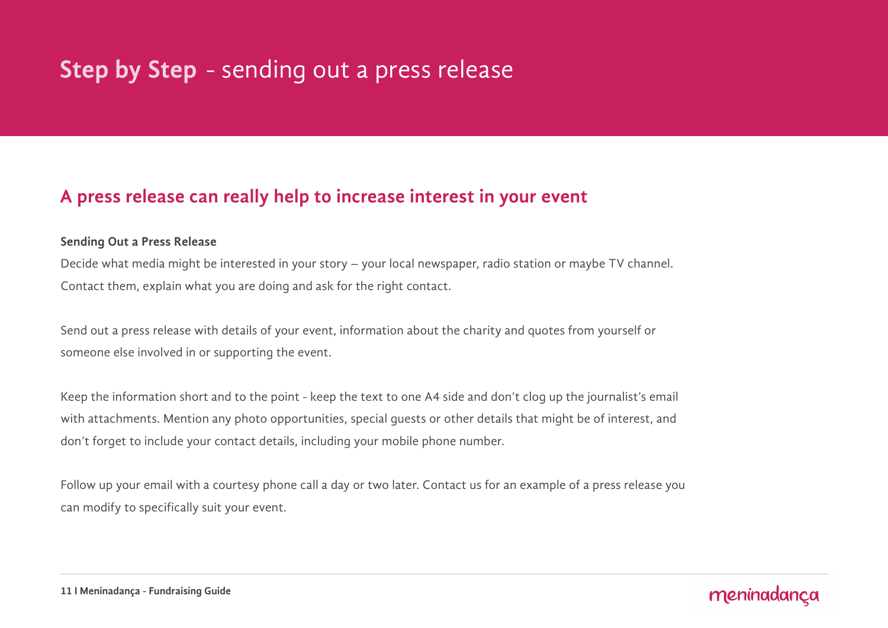# **Step by Step** - sending out a press release

## A press release can really help to increase interest in your event

**Sending Out a Press Release**

Decide what media might be interested in your story – your local newspaper, radio station or maybe TV channel. Contact them, explain what you are doing and ask for the right contact.

Send out a press release with details of your event, information about the charity and quotes from yourself or someone else involved in or supporting the event.

Keep the information short and to the point - keep the text to one A4 side and don't clog up the journalist's email with attachments. Mention any photo opportunities, special guests or other details that might be of interest, and don't forget to include your contact details, including your mobile phone number.

Follow up your email with a courtesy phone call a day or two later. Contact us for an example of a press release you can modify to specifically suit your event.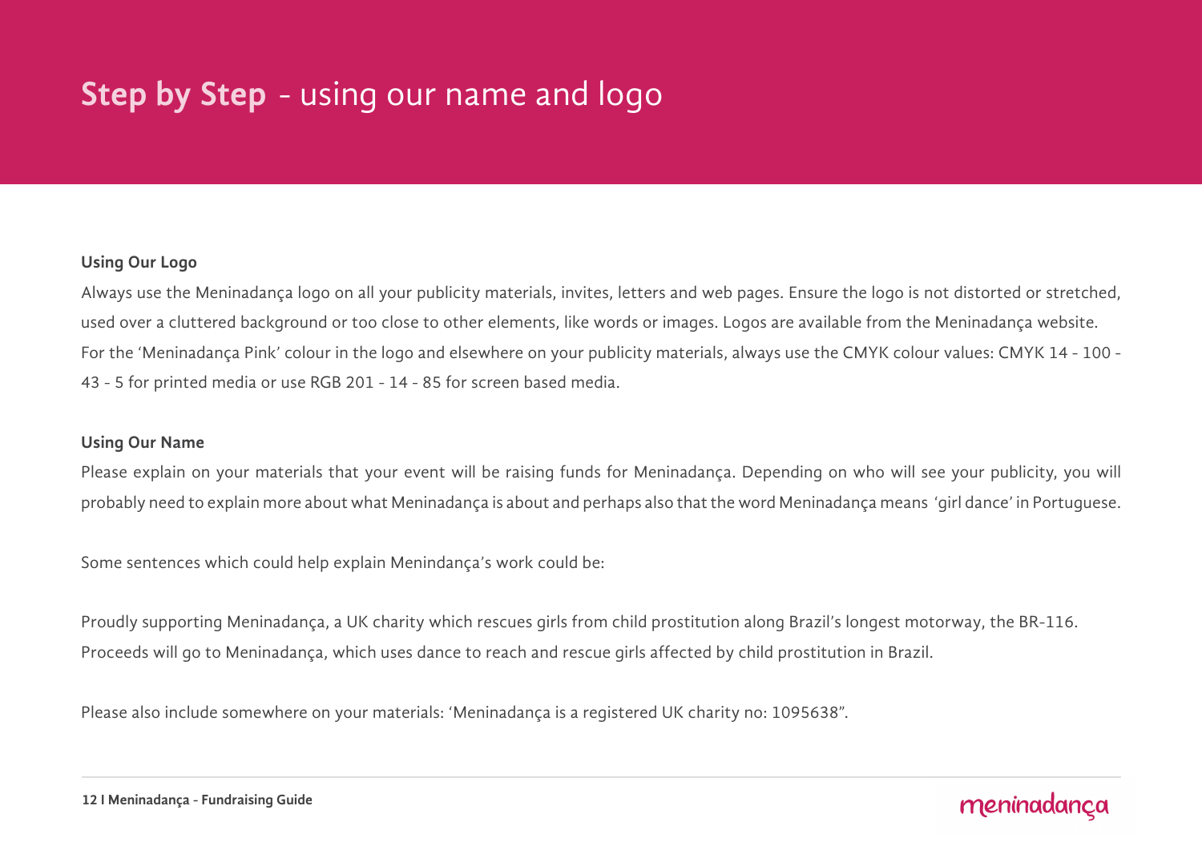# **Step by Step** - using our name and logo

### Using Our Logo

Always use the Meninadança logo on all your publicity materials, invites, letters and web pages. Ensure the logo is not distorted or stretched, used over a cluttered background or too close to other elements, like words or images. Logos are available from the Meninadança website. For the 'Meninadança Pink' colour in the logo and elsewhere on your publicity materials, always use the CMYK colour values: CMYK 14 - 100 - 43 - 5 for printed media or use RGB 201 - 14 - 85 for screen based media.

### Using Our Name

Please explain on your materials that your event will be raising funds for Meninadança. Depending on who will see your publicity, you will probably need to explain more about what Meninadança is about and perhaps also that the word Meninadança means 'girl dance' in Portuguese.

Some sentences which could help explain Menindança's work could be:

Proudly supporting Meninadança, a UK charity which rescues girls from child prostitution along Brazil's longest motorway, the BR-116.
Proceeds will go to Meninadança, which uses dance to reach and rescue girls affected by child prostitution in Brazil.

Please also include somewhere on your materials: 'Meninadança is a registered UK charity no: 1095638".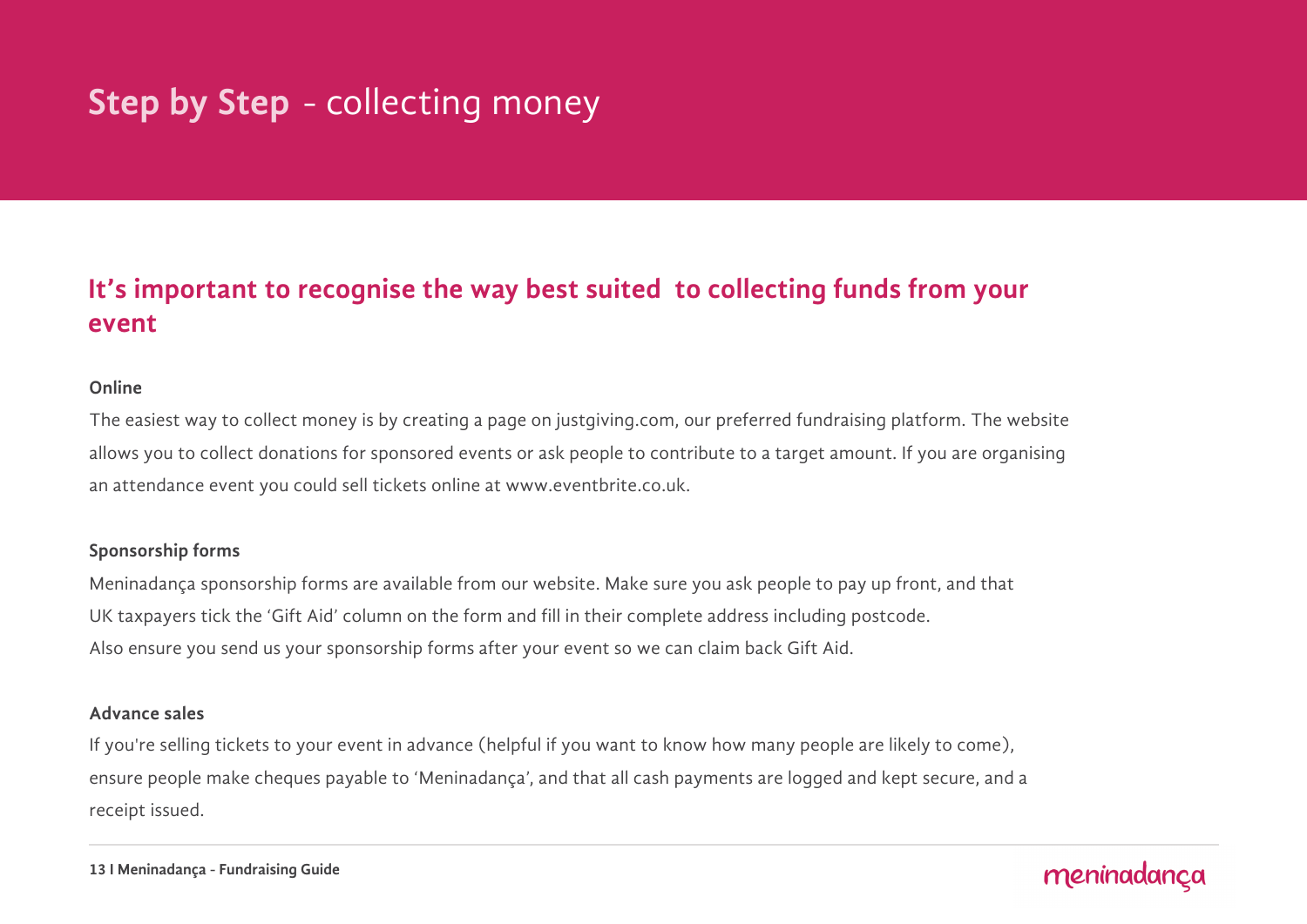# **Step by Step** - collecting money

## It's important to recognise the way best suited to collecting funds from your event

**Online**

The easiest way to collect money is by creating a page on justgiving.com, our preferred fundraising platform. The website allows you to collect donations for sponsored events or ask people to contribute to a target amount. If you are organising an attendance event you could sell tickets online at www.eventbrite.co.uk.

**Sponsorship forms**

Meninadança sponsorship forms are available from our website. Make sure you ask people to pay up front, and that UK taxpayers tick the 'Gift Aid' column on the form and fill in their complete address including postcode. Also ensure you send us your sponsorship forms after your event so we can claim back Gift Aid.

**Advance sales**

If you're selling tickets to your event in advance (helpful if you want to know how many people are likely to come), ensure people make cheques payable to 'Meninadança', and that all cash payments are logged and kept secure, and a receipt issued.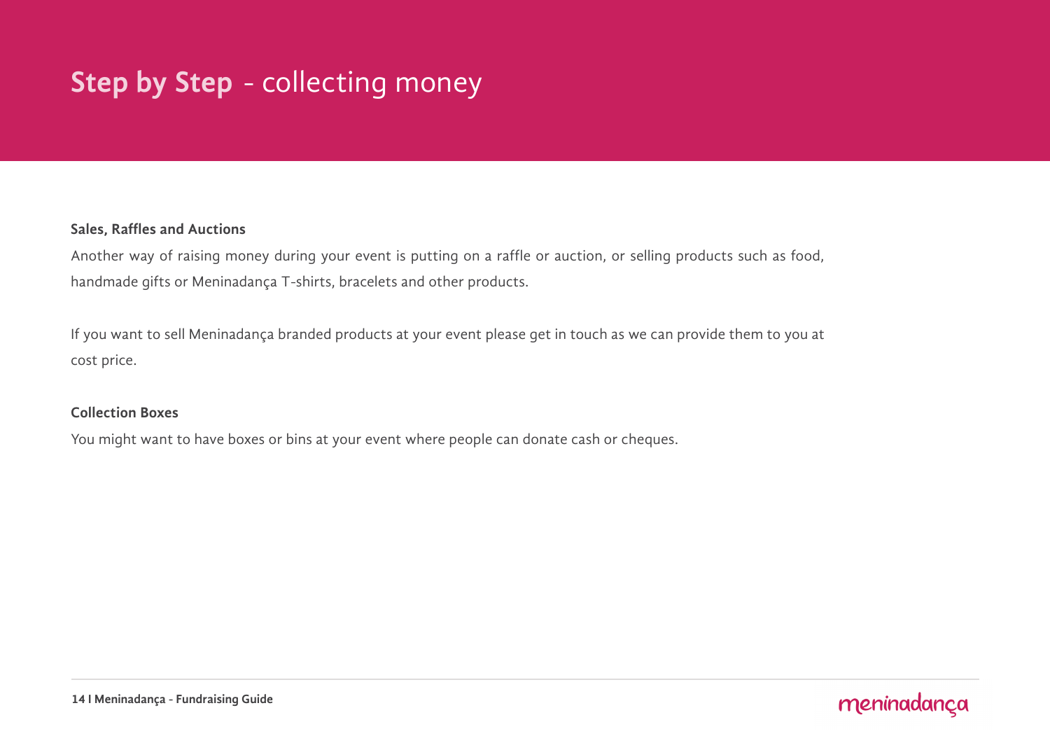# Step by Step - collecting money

### Sales, Raffles and Auctions

Another way of raising money during your event is putting on a raffle or auction, or selling products such as food, handmade gifts or Meninadança T-shirts, bracelets and other products.

If you want to sell Meninadança branded products at your event please get in touch as we can provide them to you at cost price.

### Collection Boxes

You might want to have boxes or bins at your event where people can donate cash or cheques.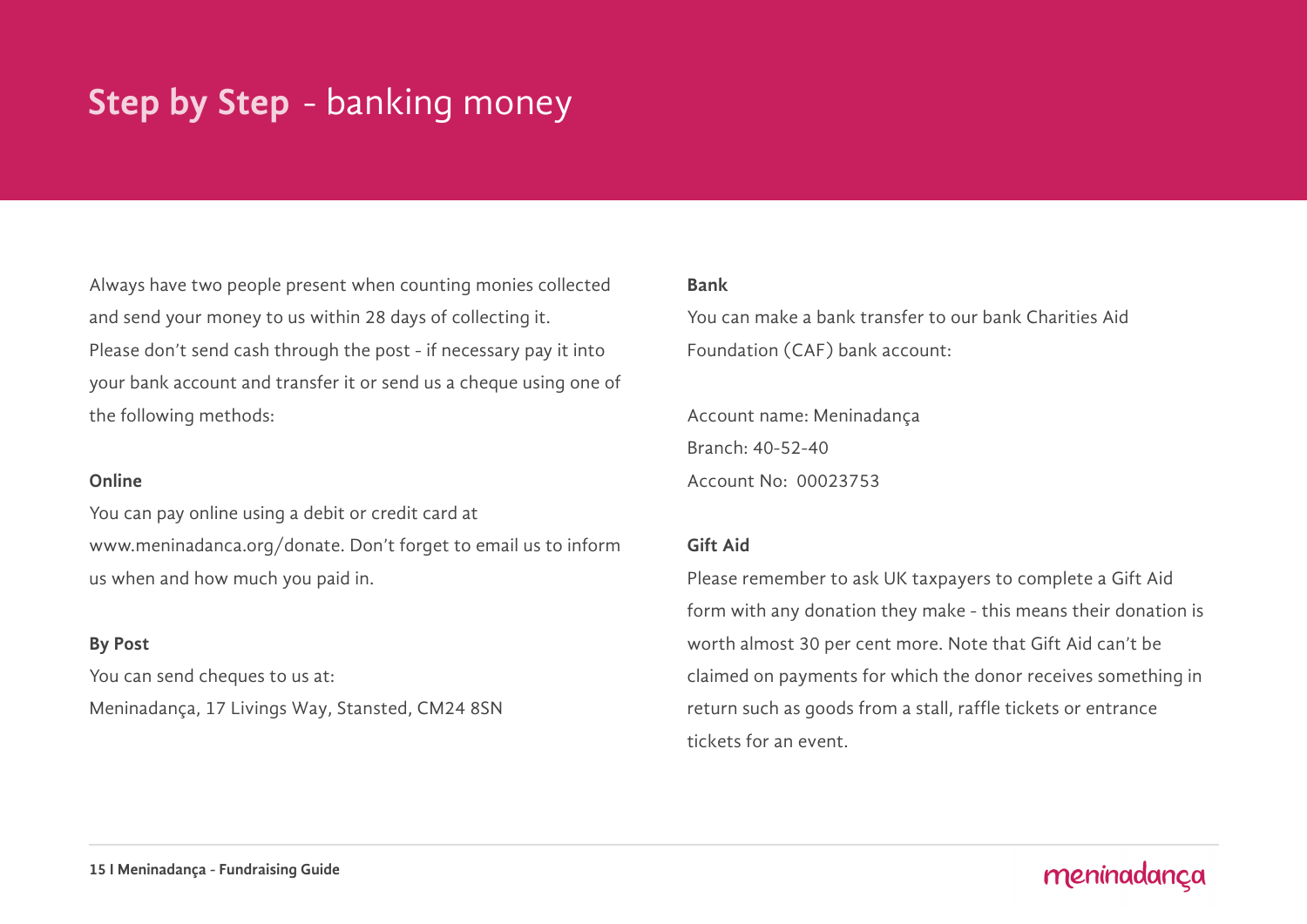# **Step by Step** - banking money

Always have two people present when counting monies collected and send your money to us within 28 days of collecting it. Please don't send cash through the post - if necessary pay it into your bank account and transfer it or send us a cheque using one of the following methods:

**Online**

You can pay online using a debit or credit card at www.meninadanca.org/donate. Don't forget to email us to inform us when and how much you paid in.

**By Post**

You can send cheques to us at:
Meninadança, 17 Livings Way, Stansted, CM24 8SN

**Bank**

You can make a bank transfer to our bank Charities Aid Foundation (CAF) bank account:

Account name: Meninadança
Branch: 40-52-40
Account No: 00023753

**Gift Aid**

Please remember to ask UK taxpayers to complete a Gift Aid form with any donation they make - this means their donation is worth almost 30 per cent more. Note that Gift Aid can't be claimed on payments for which the donor receives something in return such as goods from a stall, raffle tickets or entrance tickets for an event.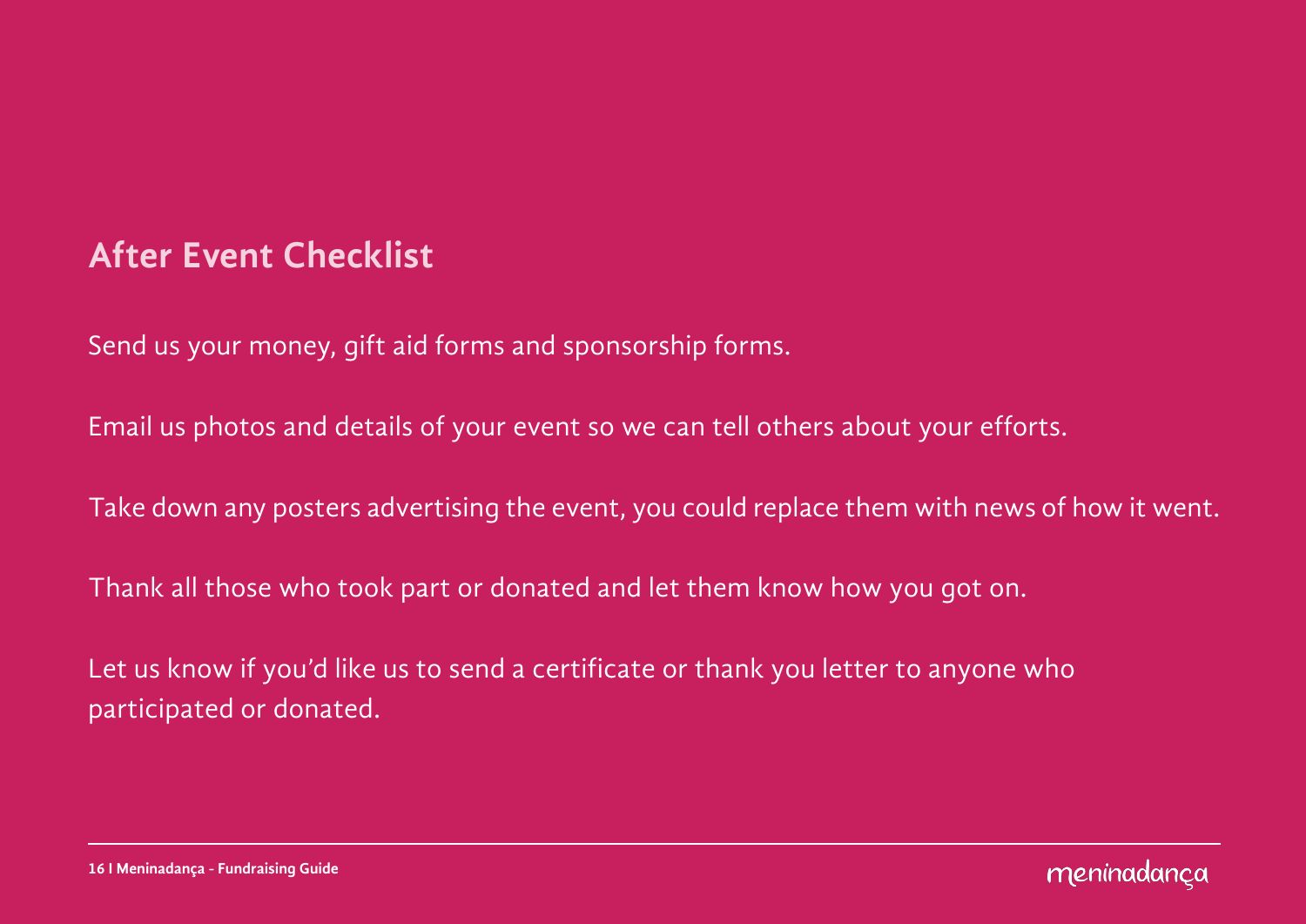## After Event Checklist

Send us your money, gift aid forms and sponsorship forms.

Email us photos and details of your event so we can tell others about your efforts.

Take down any posters advertising the event, you could replace them with news of how it went.

Thank all those who took part or donated and let them know how you got on.

Let us know if you'd like us to send a certificate or thank you letter to anyone who participated or donated.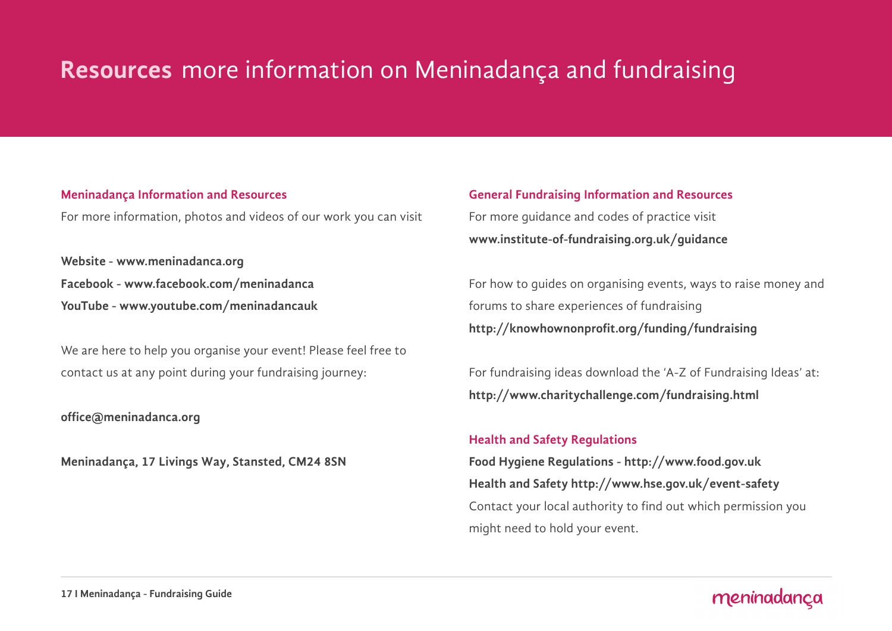# **Resources** more information on Meninadança and fundraising

### Meninadança Information and Resources

For more information, photos and videos of our work you can visit

**Website - www.meninadanca.org**
**Facebook - www.facebook.com/meninadanca**
**YouTube - www.youtube.com/meninadancauk**

We are here to help you organise your event! Please feel free to contact us at any point during your fundraising journey:

**office@meninadanca.org**

**Meninadança, 17 Livings Way, Stansted, CM24 8SN**

### General Fundraising Information and Resources

For more guidance and codes of practice visit
**www.institute-of-fundraising.org.uk/guidance**

For how to guides on organising events, ways to raise money and forums to share experiences of fundraising
**http://knowhownonprofit.org/funding/fundraising**

For fundraising ideas download the 'A-Z of Fundraising Ideas' at:
**http://www.charitychallenge.com/fundraising.html**

### Health and Safety Regulations

**Food Hygiene Regulations - http://www.food.gov.uk**
**Health and Safety http://www.hse.gov.uk/event-safety**
Contact your local authority to find out which permission you might need to hold your event.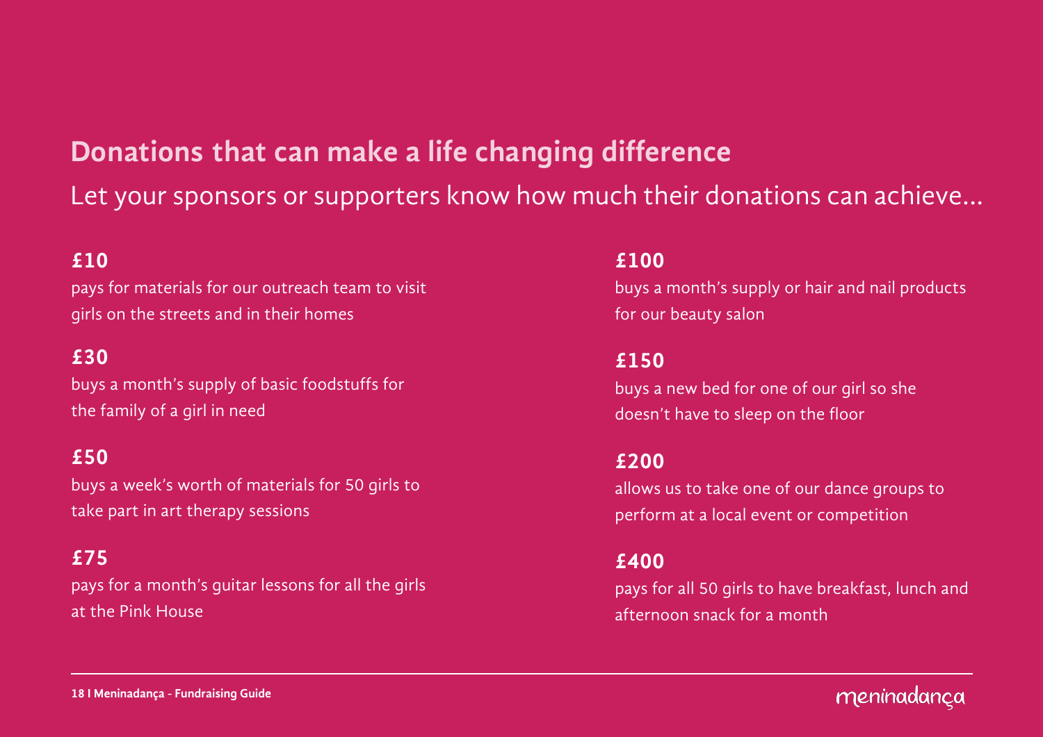## Donations that can make a life changing difference

Let your sponsors or supporters know how much their donations can achieve...

**£10**
pays for materials for our outreach team to visit girls on the streets and in their homes

**£30**
buys a month's supply of basic foodstuffs for the family of a girl in need

**£50**
buys a week's worth of materials for 50 girls to take part in art therapy sessions

**£75**
pays for a month's guitar lessons for all the girls at the Pink House

**£100**
buys a month's supply or hair and nail products for our beauty salon

**£150**
buys a new bed for one of our girl so she doesn't have to sleep on the floor

**£200**
allows us to take one of our dance groups to perform at a local event or competition

**£400**
pays for all 50 girls to have breakfast, lunch and afternoon snack for a month

meninadança